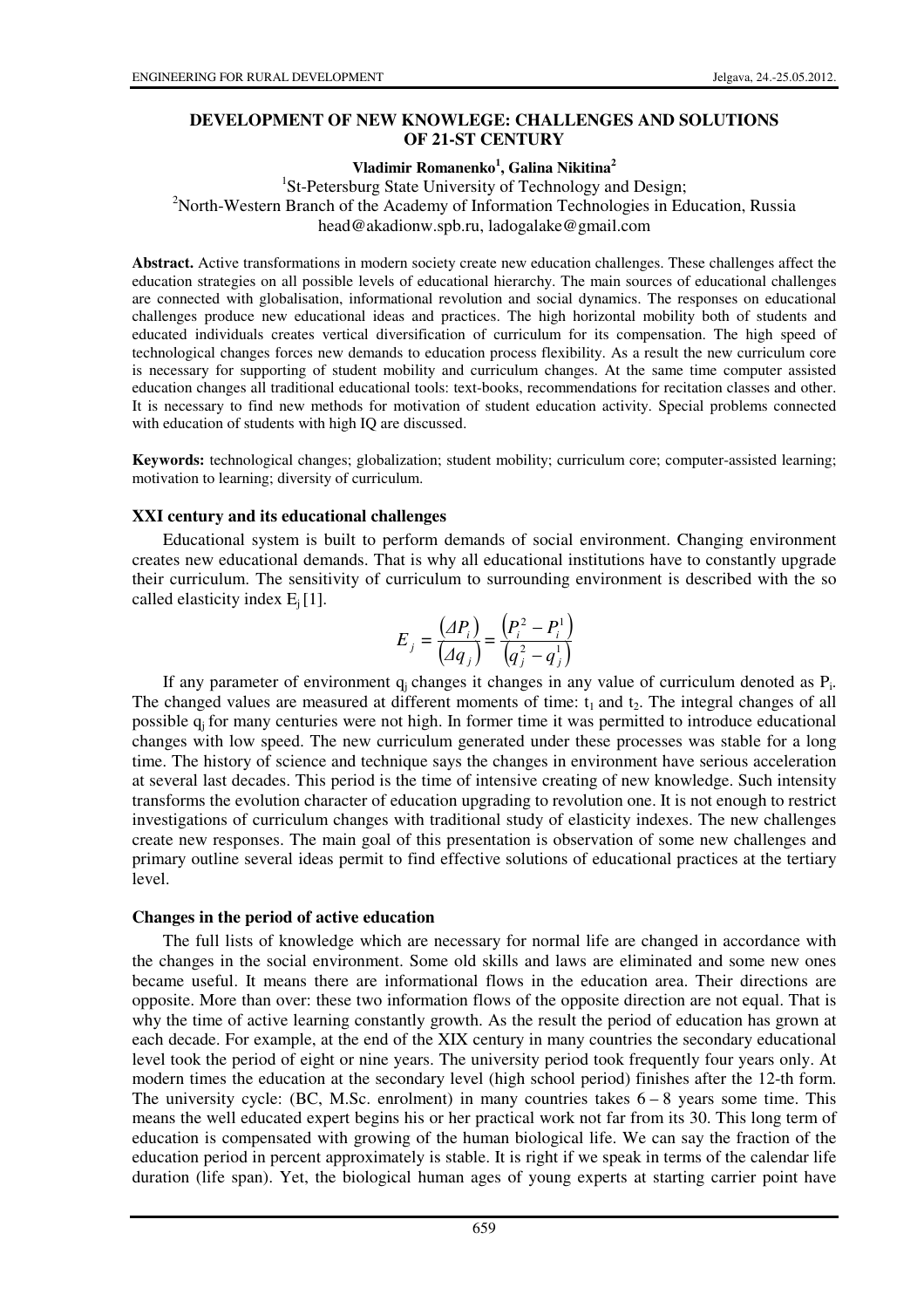# DEVELOPMENT OF NEW KNOWLEGE: CHALLENGES AND SOLUTIONS OF 21-ST CENTURY

**Vladimir Romanenko[1], Galina Nikitina[2]**

[1]St-Petersburg State University of Technology and Design;
[2]North-Western Branch of the Academy of Information Technologies in Education, Russia
head@akadionw.spb.ru, ladogalake@gmail.com

**Abstract.** Active transformations in modern society create new education challenges. These challenges affect the education strategies on all possible levels of educational hierarchy. The main sources of educational challenges are connected with globalisation, informational revolution and social dynamics. The responses on educational challenges produce new educational ideas and practices. The high horizontal mobility both of students and educated individuals creates vertical diversification of curriculum for its compensation. The high speed of technological changes forces new demands to education process flexibility. As a result the new curriculum core is necessary for supporting of student mobility and curriculum changes. At the same time computer assisted education changes all traditional educational tools: text-books, recommendations for recitation classes and other. It is necessary to find new methods for motivation of student education activity. Special problems connected with education of students with high IQ are discussed.

**Keywords:** technological changes; globalization; student mobility; curriculum core; computer-assisted learning; motivation to learning; diversity of curriculum.

## XXI century and its educational challenges

Educational system is built to perform demands of social environment. Changing environment creates new educational demands. That is why all educational institutions have to constantly upgrade their curriculum. The sensitivity of curriculum to surrounding environment is described with the so called elasticity index $E_j$ [1].

$$E_j = \frac{(\Delta P_i)}{(\Delta q_j)} = \frac{(P_i^2 - P_i^1)}{(q_j^2 - q_j^1)}$$

If any parameter of environment $q_j$ changes it changes in any value of curriculum denoted as $P_i$. The changed values are measured at different moments of time: $t_1$ and $t_2$. The integral changes of all possible $q_j$ for many centuries were not high. In former time it was permitted to introduce educational changes with low speed. The new curriculum generated under these processes was stable for a long time. The history of science and technique says the changes in environment have serious acceleration at several last decades. This period is the time of intensive creating of new knowledge. Such intensity transforms the evolution character of education upgrading to revolution one. It is not enough to restrict investigations of curriculum changes with traditional study of elasticity indexes. The new challenges create new responses. The main goal of this presentation is observation of some new challenges and primary outline several ideas permit to find effective solutions of educational practices at the tertiary level.

## Changes in the period of active education

The full lists of knowledge which are necessary for normal life are changed in accordance with the changes in the social environment. Some old skills and laws are eliminated and some new ones became useful. It means there are informational flows in the education area. Their directions are opposite. More than over: these two information flows of the opposite direction are not equal. That is why the time of active learning constantly growth. As the result the period of education has grown at each decade. For example, at the end of the XIX century in many countries the secondary educational level took the period of eight or nine years. The university period took frequently four years only. At modern times the education at the secondary level (high school period) finishes after the 12-th form. The university cycle: (BC, M.Sc. enrolment) in many countries takes 6 – 8 years some time. This means the well educated expert begins his or her practical work not far from its 30. This long term of education is compensated with growing of the human biological life. We can say the fraction of the education period in percent approximately is stable. It is right if we speak in terms of the calendar life duration (life span). Yet, the biological human ages of young experts at starting carrier point have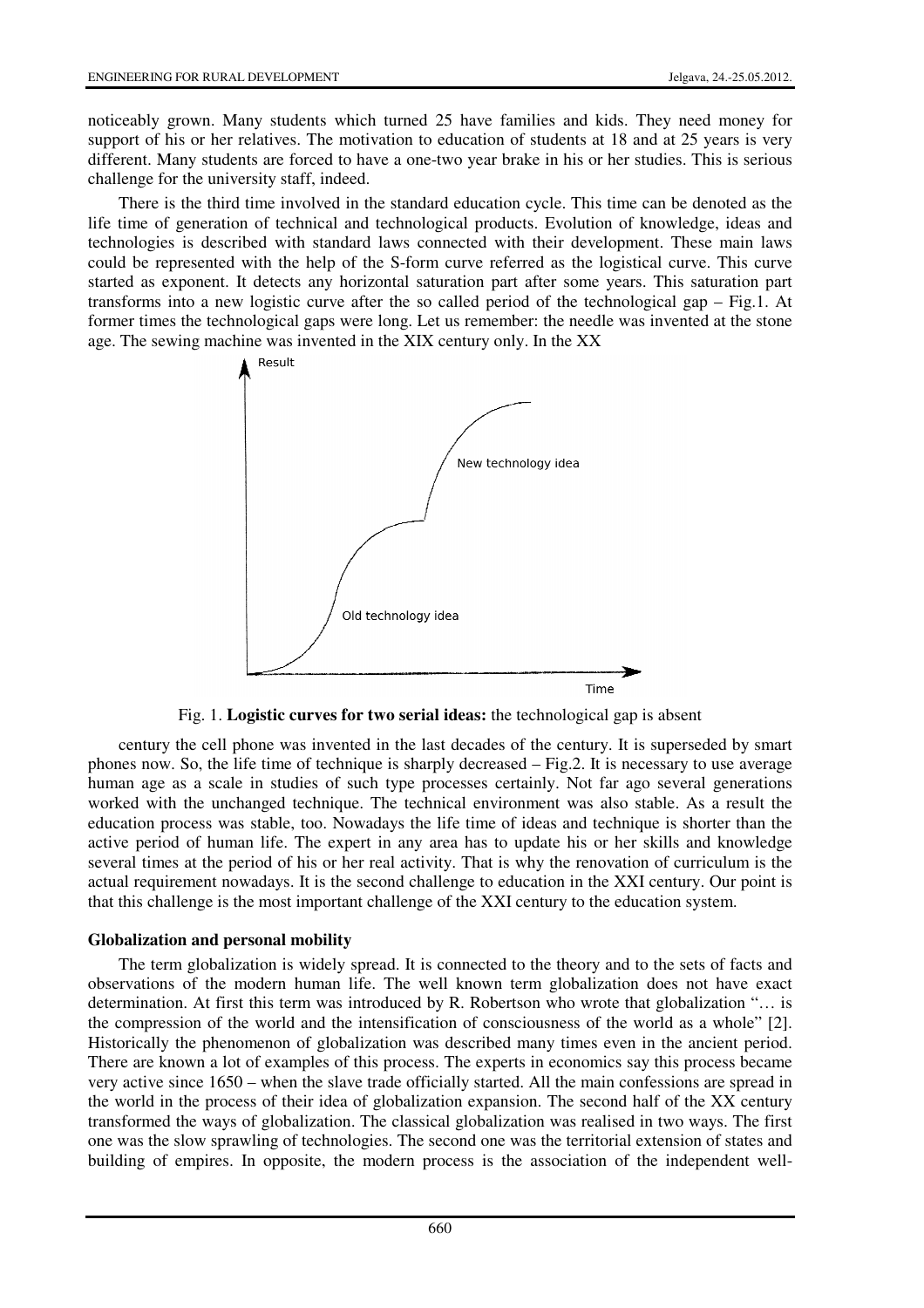noticeably grown. Many students which turned 25 have families and kids. They need money for support of his or her relatives. The motivation to education of students at 18 and at 25 years is very different. Many students are forced to have a one-two year brake in his or her studies. This is serious challenge for the university staff, indeed.

There is the third time involved in the standard education cycle. This time can be denoted as the life time of generation of technical and technological products. Evolution of knowledge, ideas and technologies is described with standard laws connected with their development. These main laws could be represented with the help of the S-form curve referred as the logistical curve. This curve started as exponent. It detects any horizontal saturation part after some years. This saturation part transforms into a new logistic curve after the so called period of the technological gap – Fig.1. At former times the technological gaps were long. Let us remember: the needle was invented at the stone age. The sewing machine was invented in the XIX century only. In the XX

Fig. 1. **Logistic curves for two serial ideas:** the technological gap is absent

century the cell phone was invented in the last decades of the century. It is superseded by smart phones now. So, the life time of technique is sharply decreased – Fig.2. It is necessary to use average human age as a scale in studies of such type processes certainly. Not far ago several generations worked with the unchanged technique. The technical environment was also stable. As a result the education process was stable, too. Nowadays the life time of ideas and technique is shorter than the active period of human life. The expert in any area has to update his or her skills and knowledge several times at the period of his or her real activity. That is why the renovation of curriculum is the actual requirement nowadays. It is the second challenge to education in the XXI century. Our point is that this challenge is the most important challenge of the XXI century to the education system.

### Globalization and personal mobility

The term globalization is widely spread. It is connected to the theory and to the sets of facts and observations of the modern human life. The well known term globalization does not have exact determination. At first this term was introduced by R. Robertson who wrote that globalization "… is the compression of the world and the intensification of consciousness of the world as a whole" [2]. Historically the phenomenon of globalization was described many times even in the ancient period. There are known a lot of examples of this process. The experts in economics say this process became very active since 1650 – when the slave trade officially started. All the main confessions are spread in the world in the process of their idea of globalization expansion. The second half of the XX century transformed the ways of globalization. The classical globalization was realised in two ways. The first one was the slow sprawling of technologies. The second one was the territorial extension of states and building of empires. In opposite, the modern process is the association of the independent well-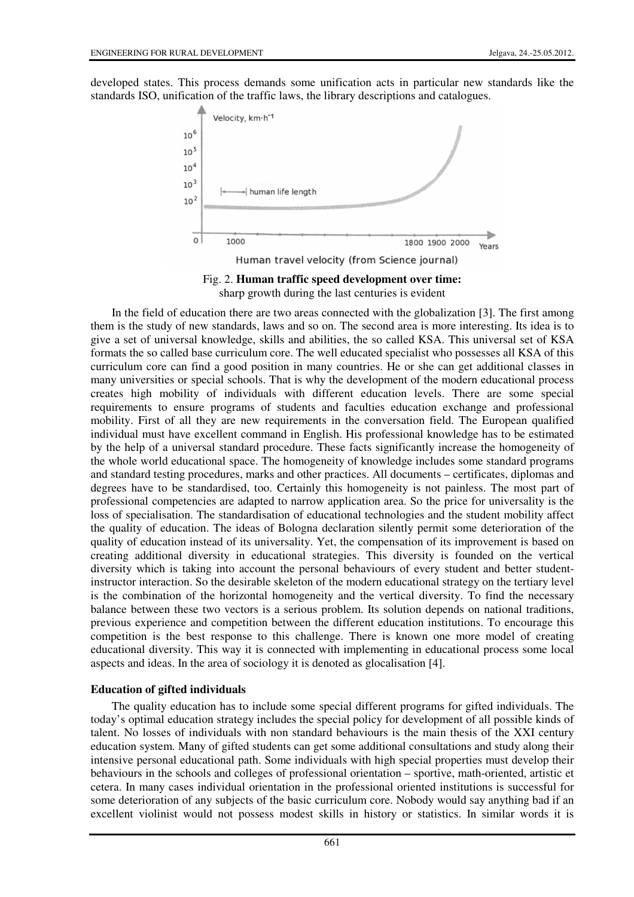developed states. This process demands some unification acts in particular new standards like the standards ISO, unification of the traffic laws, the library descriptions and catalogues.

Fig. 2. **Human traffic speed development over time:** sharp growth during the last centuries is evident

In the field of education there are two areas connected with the globalization [3]. The first among them is the study of new standards, laws and so on. The second area is more interesting. Its idea is to give a set of universal knowledge, skills and abilities, the so called KSA. This universal set of KSA formats the so called base curriculum core. The well educated specialist who possesses all KSA of this curriculum core can find a good position in many countries. He or she can get additional classes in many universities or special schools. That is why the development of the modern educational process creates high mobility of individuals with different education levels. There are some special requirements to ensure programs of students and faculties education exchange and professional mobility. First of all they are new requirements in the conversation field. The European qualified individual must have excellent command in English. His professional knowledge has to be estimated by the help of a universal standard procedure. These facts significantly increase the homogeneity of the whole world educational space. The homogeneity of knowledge includes some standard programs and standard testing procedures, marks and other practices. All documents – certificates, diplomas and degrees have to be standardised, too. Certainly this homogeneity is not painless. The most part of professional competencies are adapted to narrow application area. So the price for universality is the loss of specialisation. The standardisation of educational technologies and the student mobility affect the quality of education. The ideas of Bologna declaration silently permit some deterioration of the quality of education instead of its universality. Yet, the compensation of its improvement is based on creating additional diversity in educational strategies. This diversity is founded on the vertical diversity which is taking into account the personal behaviours of every student and better student-instructor interaction. So the desirable skeleton of the modern educational strategy on the tertiary level is the combination of the horizontal homogeneity and the vertical diversity. To find the necessary balance between these two vectors is a serious problem. Its solution depends on national traditions, previous experience and competition between the different education institutions. To encourage this competition is the best response to this challenge. There is known one more model of creating educational diversity. This way it is connected with implementing in educational process some local aspects and ideas. In the area of sociology it is denoted as glocalisation [4].

**Education of gifted individuals**

The quality education has to include some special different programs for gifted individuals. The today's optimal education strategy includes the special policy for development of all possible kinds of talent. No losses of individuals with non standard behaviours is the main thesis of the XXI century education system. Many of gifted students can get some additional consultations and study along their intensive personal educational path. Some individuals with high special properties must develop their behaviours in the schools and colleges of professional orientation – sportive, math-oriented, artistic et cetera. In many cases individual orientation in the professional oriented institutions is successful for some deterioration of any subjects of the basic curriculum core. Nobody would say anything bad if an excellent violinist would not possess modest skills in history or statistics. In similar words it is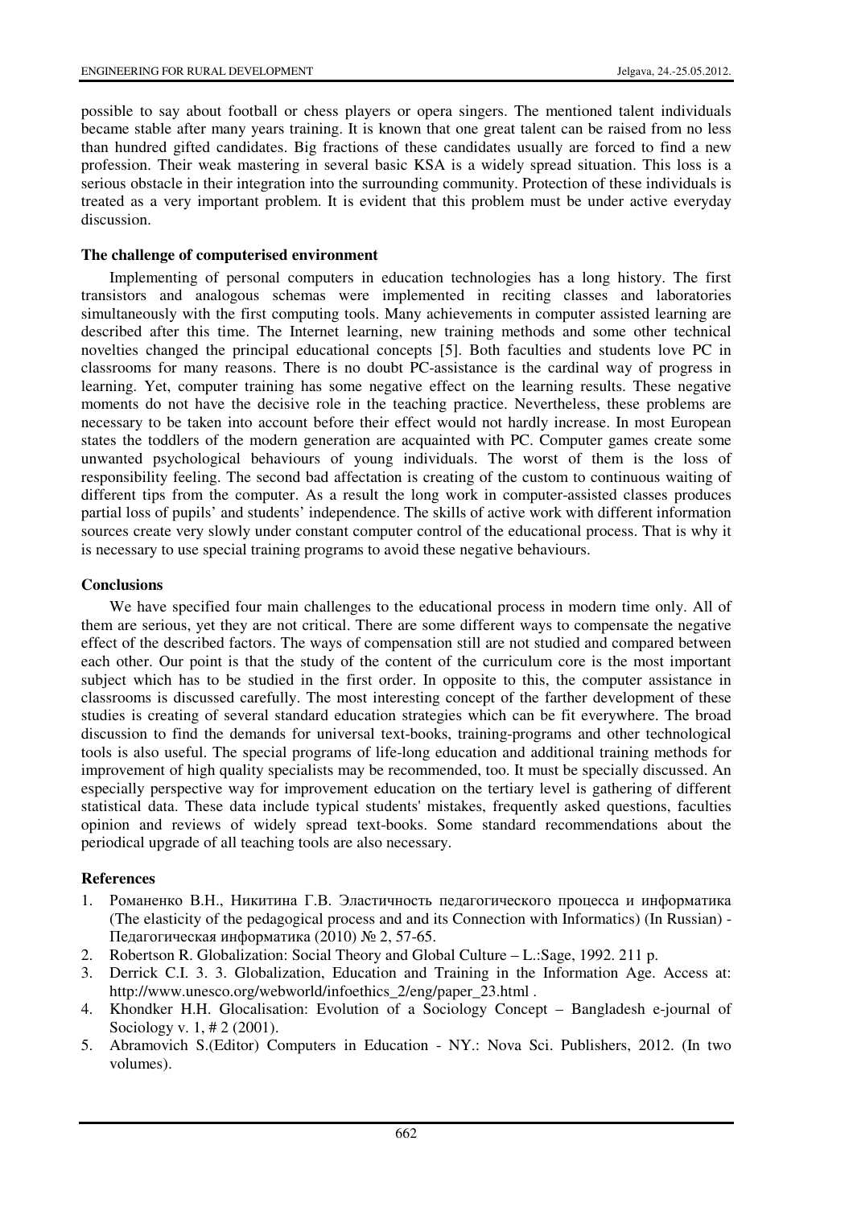possible to say about football or chess players or opera singers. The mentioned talent individuals became stable after many years training. It is known that one great talent can be raised from no less than hundred gifted candidates. Big fractions of these candidates usually are forced to find a new profession. Their weak mastering in several basic KSA is a widely spread situation. This loss is a serious obstacle in their integration into the surrounding community. Protection of these individuals is treated as a very important problem. It is evident that this problem must be under active everyday discussion.

**The challenge of computerised environment**

Implementing of personal computers in education technologies has a long history. The first transistors and analogous schemas were implemented in reciting classes and laboratories simultaneously with the first computing tools. Many achievements in computer assisted learning are described after this time. The Internet learning, new training methods and some other technical novelties changed the principal educational concepts [5]. Both faculties and students love PC in classrooms for many reasons. There is no doubt PC-assistance is the cardinal way of progress in learning. Yet, computer training has some negative effect on the learning results. These negative moments do not have the decisive role in the teaching practice. Nevertheless, these problems are necessary to be taken into account before their effect would not hardly increase. In most European states the toddlers of the modern generation are acquainted with PC. Computer games create some unwanted psychological behaviours of young individuals. The worst of them is the loss of responsibility feeling. The second bad affectation is creating of the custom to continuous waiting of different tips from the computer. As a result the long work in computer-assisted classes produces partial loss of pupils' and students' independence. The skills of active work with different information sources create very slowly under constant computer control of the educational process. That is why it is necessary to use special training programs to avoid these negative behaviours.

**Conclusions**

We have specified four main challenges to the educational process in modern time only. All of them are serious, yet they are not critical. There are some different ways to compensate the negative effect of the described factors. The ways of compensation still are not studied and compared between each other. Our point is that the study of the content of the curriculum core is the most important subject which has to be studied in the first order. In opposite to this, the computer assistance in classrooms is discussed carefully. The most interesting concept of the farther development of these studies is creating of several standard education strategies which can be fit everywhere. The broad discussion to find the demands for universal text-books, training-programs and other technological tools is also useful. The special programs of life-long education and additional training methods for improvement of high quality specialists may be recommended, too. It must be specially discussed. An especially perspective way for improvement education on the tertiary level is gathering of different statistical data. These data include typical students' mistakes, frequently asked questions, faculties opinion and reviews of widely spread text-books. Some standard recommendations about the periodical upgrade of all teaching tools are also necessary.

**References**

1. Романенко В.Н., Никитина Г.В. Эластичность педагогического процесса и информатика (The elasticity of the pedagogical process and and its Connection with Informatics) (In Russian) - Педагогическая информатика (2010) № 2, 57-65.
2. Robertson R. Globalization: Social Theory and Global Culture – L.:Sage, 1992. 211 p.
3. Derrick C.I. 3. 3. Globalization, Education and Training in the Information Age. Access at: http://www.unesco.org/webworld/infoethics_2/eng/paper_23.html .
4. Khondker H.H. Glocalisation: Evolution of a Sociology Concept – Bangladesh e-journal of Sociology v. 1, # 2 (2001).
5. Abramovich S.(Editor) Computers in Education - NY.: Nova Sci. Publishers, 2012. (In two volumes).